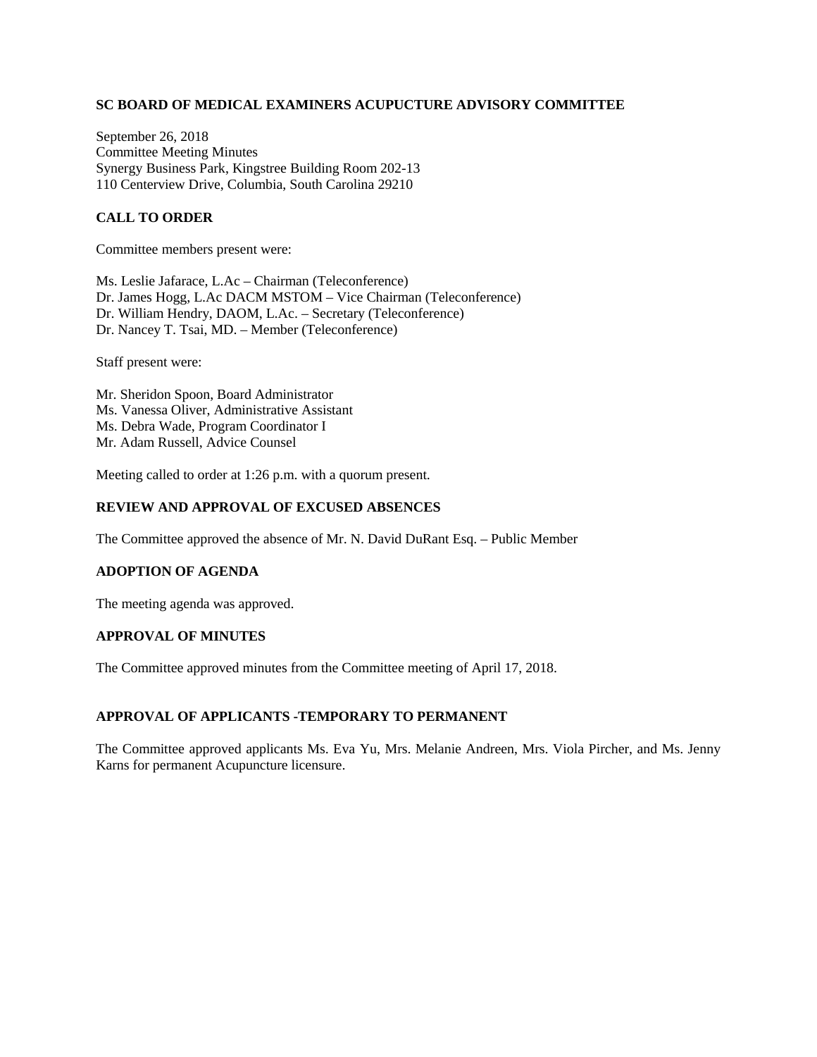**SC BOARD OF MEDICAL EXAMINERS ACUPUCTURE ADVISORY COMMITTEE**

September 26, 2018
Committee Meeting Minutes
Synergy Business Park, Kingstree Building Room 202-13
110 Centerview Drive, Columbia, South Carolina 29210

**CALL TO ORDER**

Committee members present were:

Ms. Leslie Jafarace, L.Ac – Chairman (Teleconference)
Dr. James Hogg, L.Ac DACM MSTOM – Vice Chairman (Teleconference)
Dr. William Hendry, DAOM, L.Ac. – Secretary (Teleconference)
Dr. Nancey T. Tsai, MD. – Member (Teleconference)

Staff present were:

Mr. Sheridon Spoon, Board Administrator
Ms. Vanessa Oliver, Administrative Assistant
Ms. Debra Wade, Program Coordinator I
Mr. Adam Russell, Advice Counsel

Meeting called to order at 1:26 p.m. with a quorum present.

**REVIEW AND APPROVAL OF EXCUSED ABSENCES**

The Committee approved the absence of Mr. N. David DuRant Esq. – Public Member

**ADOPTION OF AGENDA**

The meeting agenda was approved.

**APPROVAL OF MINUTES**

The Committee approved minutes from the Committee meeting of April 17, 2018.

**APPROVAL OF APPLICANTS -TEMPORARY TO PERMANENT**

The Committee approved applicants Ms. Eva Yu, Mrs. Melanie Andreen, Mrs. Viola Pircher, and Ms. Jenny Karns for permanent Acupuncture licensure.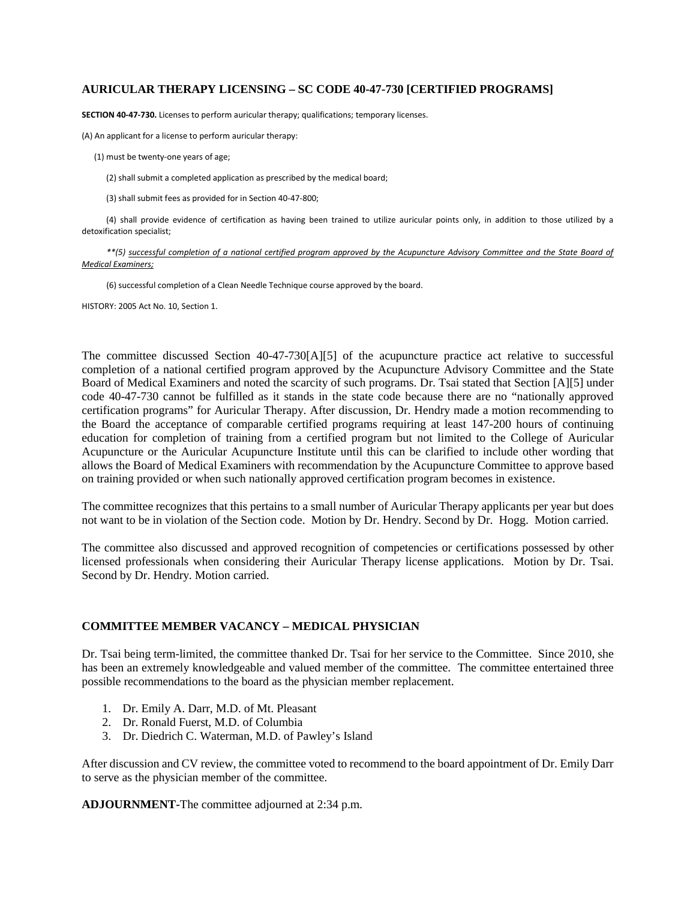### AURICULAR THERAPY LICENSING – SC CODE 40-47-730 [CERTIFIED PROGRAMS]

**SECTION 40-47-730.** Licenses to perform auricular therapy; qualifications; temporary licenses.

(A) An applicant for a license to perform auricular therapy:

(1) must be twenty-one years of age;

(2) shall submit a completed application as prescribed by the medical board;

(3) shall submit fees as provided for in Section 40-47-800;

(4) shall provide evidence of certification as having been trained to utilize auricular points only, in addition to those utilized by a detoxification specialist;

*\*\*(5) successful completion of a national certified program approved by the Acupuncture Advisory Committee and the State Board of Medical Examiners;*

(6) successful completion of a Clean Needle Technique course approved by the board.

HISTORY: 2005 Act No. 10, Section 1.

The committee discussed Section 40-47-730[A][5] of the acupuncture practice act relative to successful completion of a national certified program approved by the Acupuncture Advisory Committee and the State Board of Medical Examiners and noted the scarcity of such programs. Dr. Tsai stated that Section [A][5] under code 40-47-730 cannot be fulfilled as it stands in the state code because there are no "nationally approved certification programs" for Auricular Therapy. After discussion, Dr. Hendry made a motion recommending to the Board the acceptance of comparable certified programs requiring at least 147-200 hours of continuing education for completion of training from a certified program but not limited to the College of Auricular Acupuncture or the Auricular Acupuncture Institute until this can be clarified to include other wording that allows the Board of Medical Examiners with recommendation by the Acupuncture Committee to approve based on training provided or when such nationally approved certification program becomes in existence.

The committee recognizes that this pertains to a small number of Auricular Therapy applicants per year but does not want to be in violation of the Section code. Motion by Dr. Hendry. Second by Dr. Hogg. Motion carried.

The committee also discussed and approved recognition of competencies or certifications possessed by other licensed professionals when considering their Auricular Therapy license applications. Motion by Dr. Tsai. Second by Dr. Hendry. Motion carried.

### COMMITTEE MEMBER VACANCY – MEDICAL PHYSICIAN

Dr. Tsai being term-limited, the committee thanked Dr. Tsai for her service to the Committee. Since 2010, she has been an extremely knowledgeable and valued member of the committee. The committee entertained three possible recommendations to the board as the physician member replacement.

1. Dr. Emily A. Darr, M.D. of Mt. Pleasant
2. Dr. Ronald Fuerst, M.D. of Columbia
3. Dr. Diedrich C. Waterman, M.D. of Pawley's Island

After discussion and CV review, the committee voted to recommend to the board appointment of Dr. Emily Darr to serve as the physician member of the committee.

**ADJOURNMENT**-The committee adjourned at 2:34 p.m.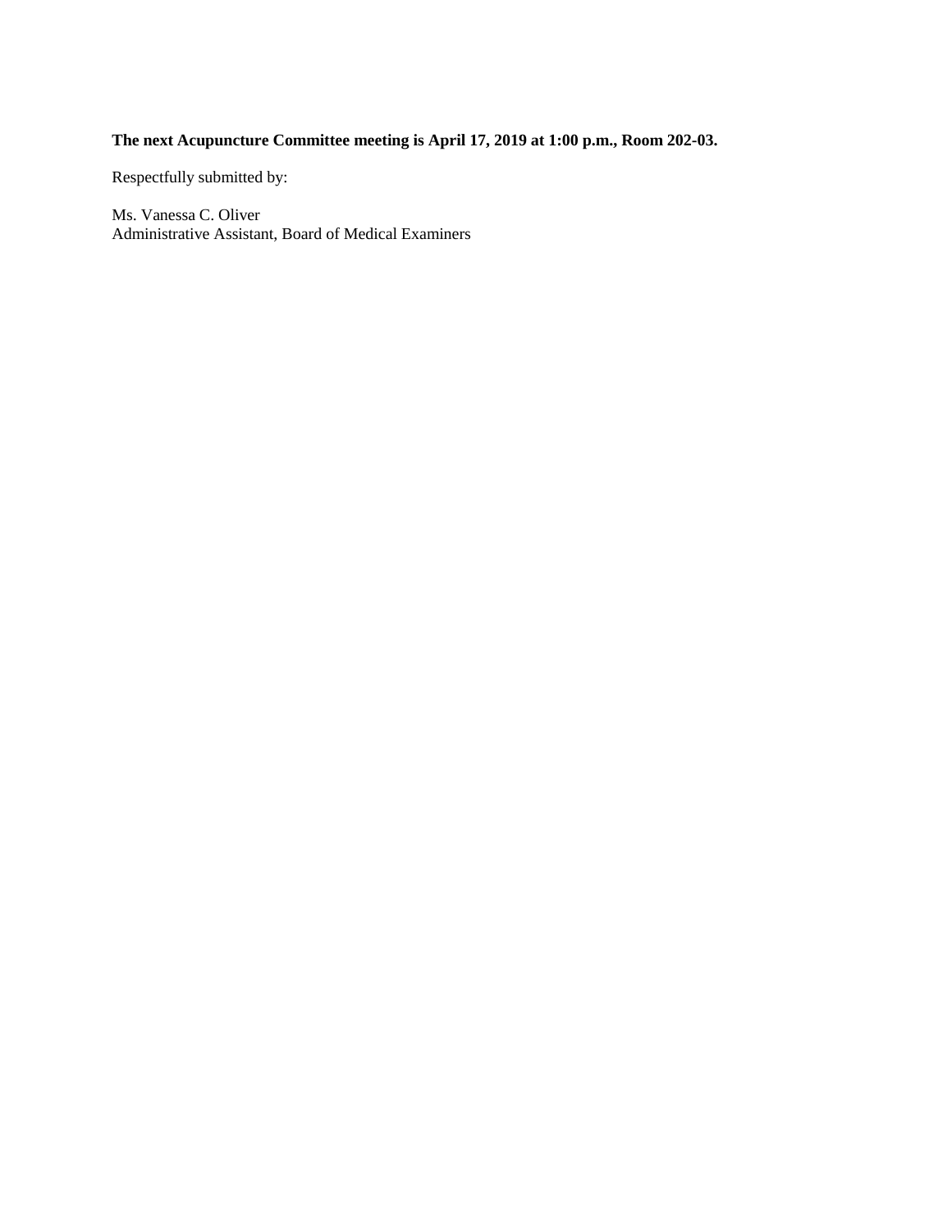**The next Acupuncture Committee meeting is April 17, 2019 at 1:00 p.m., Room 202-03.**

Respectfully submitted by:

Ms. Vanessa C. Oliver
Administrative Assistant, Board of Medical Examiners